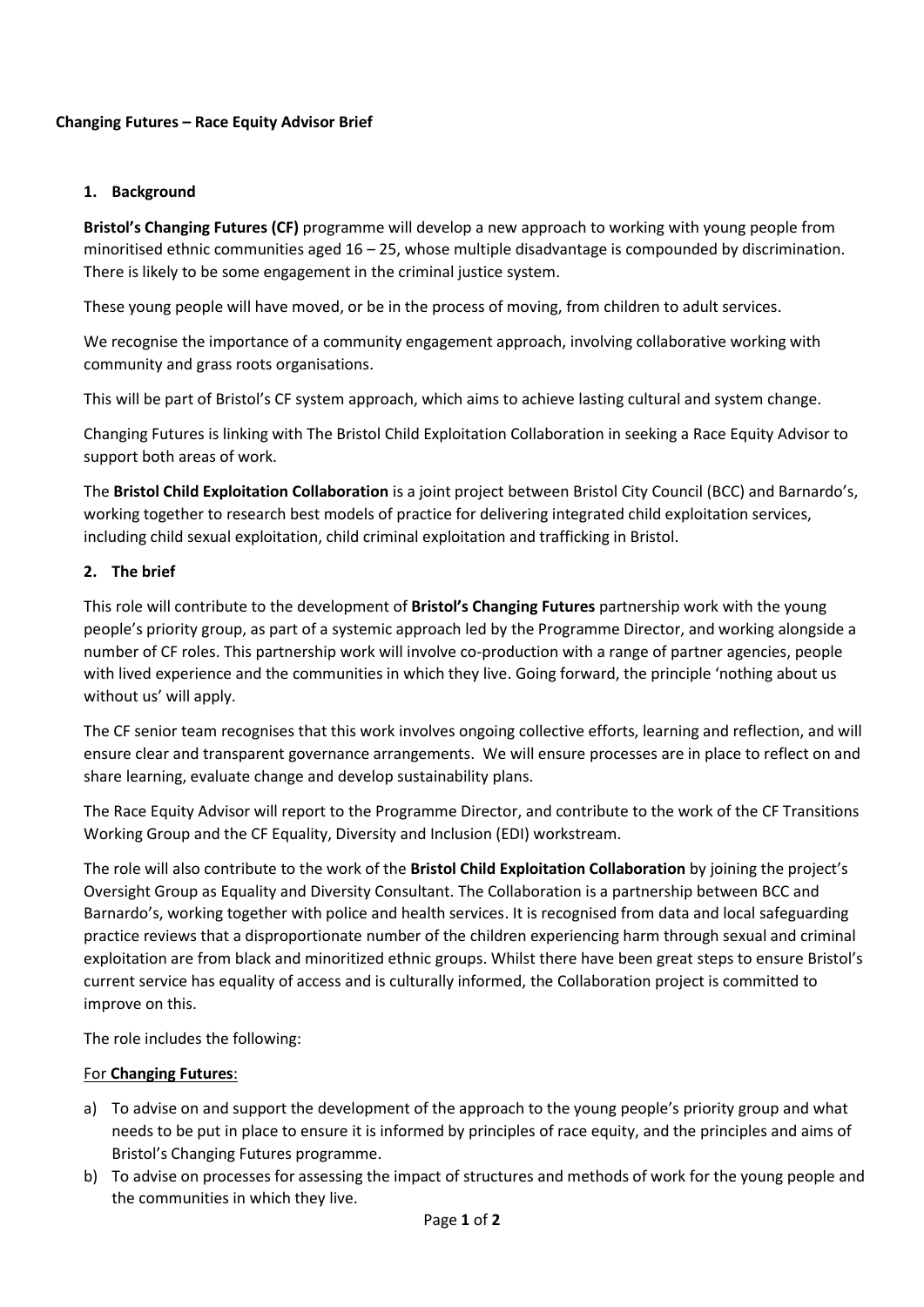**Changing Futures – Race Equity Advisor Brief**

## 1. Background

**Bristol's Changing Futures (CF)** programme will develop a new approach to working with young people from minoritised ethnic communities aged 16 – 25, whose multiple disadvantage is compounded by discrimination. There is likely to be some engagement in the criminal justice system.

These young people will have moved, or be in the process of moving, from children to adult services.

We recognise the importance of a community engagement approach, involving collaborative working with community and grass roots organisations.

This will be part of Bristol's CF system approach, which aims to achieve lasting cultural and system change.

Changing Futures is linking with The Bristol Child Exploitation Collaboration in seeking a Race Equity Advisor to support both areas of work.

The **Bristol Child Exploitation Collaboration** is a joint project between Bristol City Council (BCC) and Barnardo's, working together to research best models of practice for delivering integrated child exploitation services, including child sexual exploitation, child criminal exploitation and trafficking in Bristol.

## 2. The brief

This role will contribute to the development of **Bristol's Changing Futures** partnership work with the young people's priority group, as part of a systemic approach led by the Programme Director, and working alongside a number of CF roles. This partnership work will involve co-production with a range of partner agencies, people with lived experience and the communities in which they live. Going forward, the principle 'nothing about us without us' will apply.

The CF senior team recognises that this work involves ongoing collective efforts, learning and reflection, and will ensure clear and transparent governance arrangements. We will ensure processes are in place to reflect on and share learning, evaluate change and develop sustainability plans.

The Race Equity Advisor will report to the Programme Director, and contribute to the work of the CF Transitions Working Group and the CF Equality, Diversity and Inclusion (EDI) workstream.

The role will also contribute to the work of the **Bristol Child Exploitation Collaboration** by joining the project's Oversight Group as Equality and Diversity Consultant. The Collaboration is a partnership between BCC and Barnardo's, working together with police and health services. It is recognised from data and local safeguarding practice reviews that a disproportionate number of the children experiencing harm through sexual and criminal exploitation are from black and minoritized ethnic groups. Whilst there have been great steps to ensure Bristol's current service has equality of access and is culturally informed, the Collaboration project is committed to improve on this.

The role includes the following:

For **Changing Futures**:

a) To advise on and support the development of the approach to the young people's priority group and what needs to be put in place to ensure it is informed by principles of race equity, and the principles and aims of Bristol's Changing Futures programme.
b) To advise on processes for assessing the impact of structures and methods of work for the young people and the communities in which they live.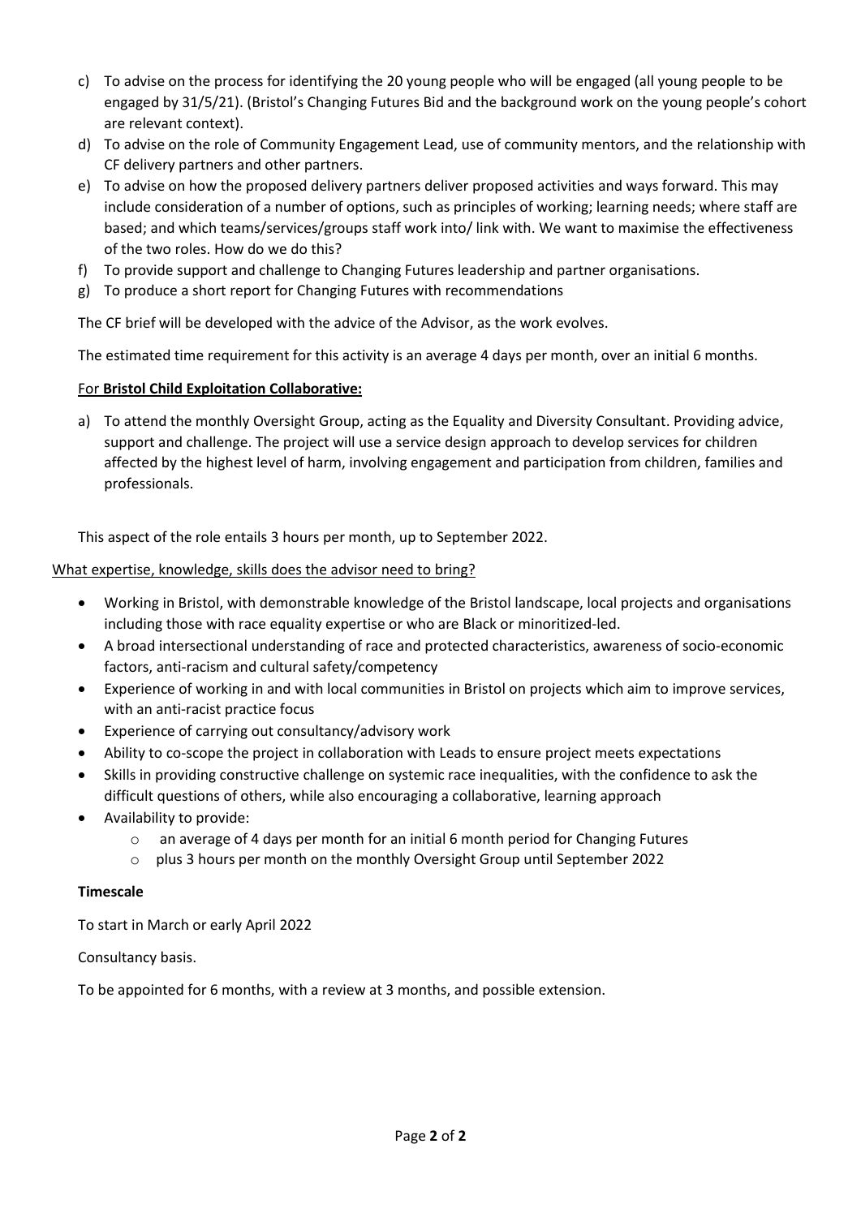c) To advise on the process for identifying the 20 young people who will be engaged (all young people to be engaged by 31/5/21). (Bristol's Changing Futures Bid and the background work on the young people's cohort are relevant context).
d) To advise on the role of Community Engagement Lead, use of community mentors, and the relationship with CF delivery partners and other partners.
e) To advise on how the proposed delivery partners deliver proposed activities and ways forward. This may include consideration of a number of options, such as principles of working; learning needs; where staff are based; and which teams/services/groups staff work into/ link with. We want to maximise the effectiveness of the two roles. How do we do this?
f) To provide support and challenge to Changing Futures leadership and partner organisations.
g) To produce a short report for Changing Futures with recommendations

The CF brief will be developed with the advice of the Advisor, as the work evolves.

The estimated time requirement for this activity is an average 4 days per month, over an initial 6 months.

For **Bristol Child Exploitation Collaborative:**

a) To attend the monthly Oversight Group, acting as the Equality and Diversity Consultant. Providing advice, support and challenge. The project will use a service design approach to develop services for children affected by the highest level of harm, involving engagement and participation from children, families and professionals.

This aspect of the role entails 3 hours per month, up to September 2022.

What expertise, knowledge, skills does the advisor need to bring?

- Working in Bristol, with demonstrable knowledge of the Bristol landscape, local projects and organisations including those with race equality expertise or who are Black or minoritized-led.
- A broad intersectional understanding of race and protected characteristics, awareness of socio-economic factors, anti-racism and cultural safety/competency
- Experience of working in and with local communities in Bristol on projects which aim to improve services, with an anti-racist practice focus
- Experience of carrying out consultancy/advisory work
- Ability to co-scope the project in collaboration with Leads to ensure project meets expectations
- Skills in providing constructive challenge on systemic race inequalities, with the confidence to ask the difficult questions of others, while also encouraging a collaborative, learning approach
- Availability to provide:
  - an average of 4 days per month for an initial 6 month period for Changing Futures
  - plus 3 hours per month on the monthly Oversight Group until September 2022

**Timescale**

To start in March or early April 2022

Consultancy basis.

To be appointed for 6 months, with a review at 3 months, and possible extension.